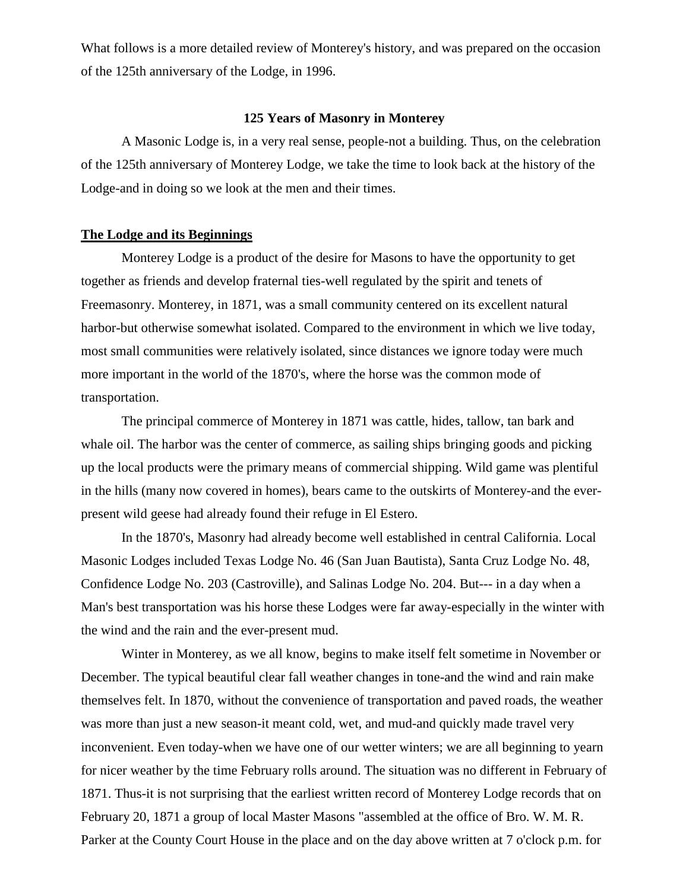What follows is a more detailed review of Monterey's history, and was prepared on the occasion of the 125th anniversary of the Lodge, in 1996.

**125 Years of Masonry in Monterey**

A Masonic Lodge is, in a very real sense, people-not a building. Thus, on the celebration of the 125th anniversary of Monterey Lodge, we take the time to look back at the history of the Lodge-and in doing so we look at the men and their times.

**The Lodge and its Beginnings**

Monterey Lodge is a product of the desire for Masons to have the opportunity to get together as friends and develop fraternal ties-well regulated by the spirit and tenets of Freemasonry. Monterey, in 1871, was a small community centered on its excellent natural harbor-but otherwise somewhat isolated. Compared to the environment in which we live today, most small communities were relatively isolated, since distances we ignore today were much more important in the world of the 1870's, where the horse was the common mode of transportation.

The principal commerce of Monterey in 1871 was cattle, hides, tallow, tan bark and whale oil. The harbor was the center of commerce, as sailing ships bringing goods and picking up the local products were the primary means of commercial shipping. Wild game was plentiful in the hills (many now covered in homes), bears came to the outskirts of Monterey-and the ever-present wild geese had already found their refuge in El Estero.

In the 1870's, Masonry had already become well established in central California. Local Masonic Lodges included Texas Lodge No. 46 (San Juan Bautista), Santa Cruz Lodge No. 48, Confidence Lodge No. 203 (Castroville), and Salinas Lodge No. 204. But--- in a day when a Man's best transportation was his horse these Lodges were far away-especially in the winter with the wind and the rain and the ever-present mud.

Winter in Monterey, as we all know, begins to make itself felt sometime in November or December. The typical beautiful clear fall weather changes in tone-and the wind and rain make themselves felt. In 1870, without the convenience of transportation and paved roads, the weather was more than just a new season-it meant cold, wet, and mud-and quickly made travel very inconvenient. Even today-when we have one of our wetter winters; we are all beginning to yearn for nicer weather by the time February rolls around. The situation was no different in February of 1871. Thus-it is not surprising that the earliest written record of Monterey Lodge records that on February 20, 1871 a group of local Master Masons "assembled at the office of Bro. W. M. R. Parker at the County Court House in the place and on the day above written at 7 o'clock p.m. for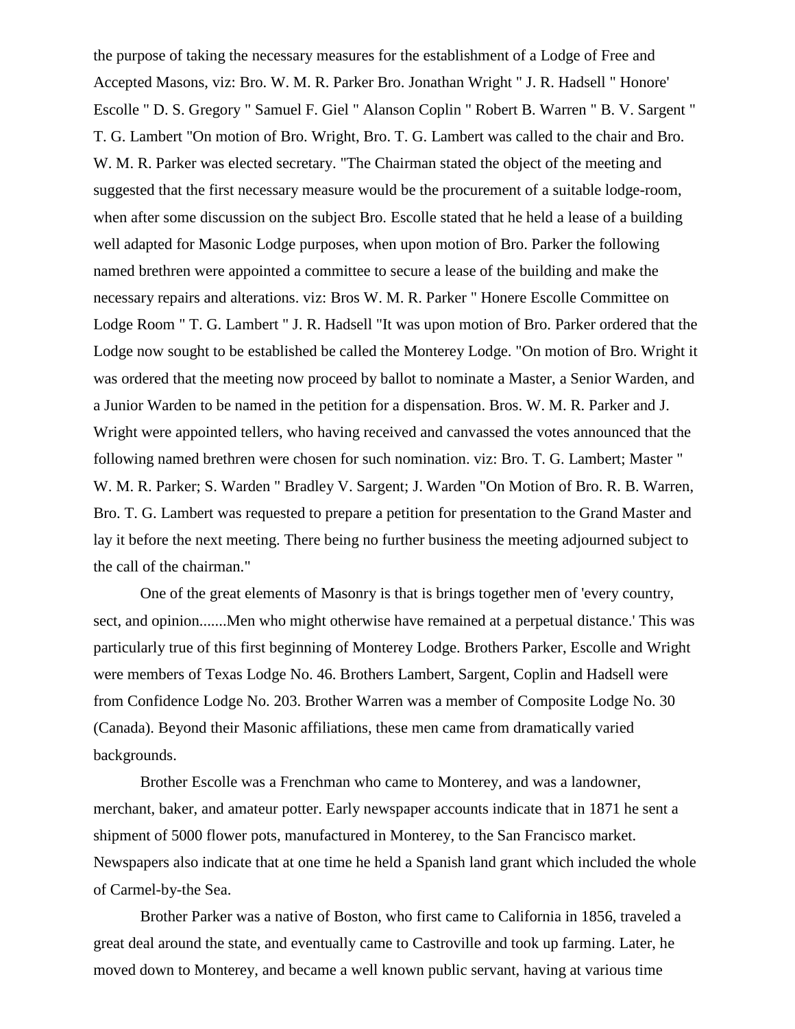the purpose of taking the necessary measures for the establishment of a Lodge of Free and Accepted Masons, viz: Bro. W. M. R. Parker Bro. Jonathan Wright " J. R. Hadsell " Honore' Escolle " D. S. Gregory " Samuel F. Giel " Alanson Coplin " Robert B. Warren " B. V. Sargent " T. G. Lambert "On motion of Bro. Wright, Bro. T. G. Lambert was called to the chair and Bro. W. M. R. Parker was elected secretary. "The Chairman stated the object of the meeting and suggested that the first necessary measure would be the procurement of a suitable lodge-room, when after some discussion on the subject Bro. Escolle stated that he held a lease of a building well adapted for Masonic Lodge purposes, when upon motion of Bro. Parker the following named brethren were appointed a committee to secure a lease of the building and make the necessary repairs and alterations. viz: Bros W. M. R. Parker " Honere Escolle Committee on Lodge Room " T. G. Lambert " J. R. Hadsell "It was upon motion of Bro. Parker ordered that the Lodge now sought to be established be called the Monterey Lodge. "On motion of Bro. Wright it was ordered that the meeting now proceed by ballot to nominate a Master, a Senior Warden, and a Junior Warden to be named in the petition for a dispensation. Bros. W. M. R. Parker and J. Wright were appointed tellers, who having received and canvassed the votes announced that the following named brethren were chosen for such nomination. viz: Bro. T. G. Lambert; Master " W. M. R. Parker; S. Warden " Bradley V. Sargent; J. Warden "On Motion of Bro. R. B. Warren, Bro. T. G. Lambert was requested to prepare a petition for presentation to the Grand Master and lay it before the next meeting. There being no further business the meeting adjourned subject to the call of the chairman."

One of the great elements of Masonry is that is brings together men of 'every country, sect, and opinion.......Men who might otherwise have remained at a perpetual distance.' This was particularly true of this first beginning of Monterey Lodge. Brothers Parker, Escolle and Wright were members of Texas Lodge No. 46. Brothers Lambert, Sargent, Coplin and Hadsell were from Confidence Lodge No. 203. Brother Warren was a member of Composite Lodge No. 30 (Canada). Beyond their Masonic affiliations, these men came from dramatically varied backgrounds.

Brother Escolle was a Frenchman who came to Monterey, and was a landowner, merchant, baker, and amateur potter. Early newspaper accounts indicate that in 1871 he sent a shipment of 5000 flower pots, manufactured in Monterey, to the San Francisco market. Newspapers also indicate that at one time he held a Spanish land grant which included the whole of Carmel-by-the Sea.

Brother Parker was a native of Boston, who first came to California in 1856, traveled a great deal around the state, and eventually came to Castroville and took up farming. Later, he moved down to Monterey, and became a well known public servant, having at various time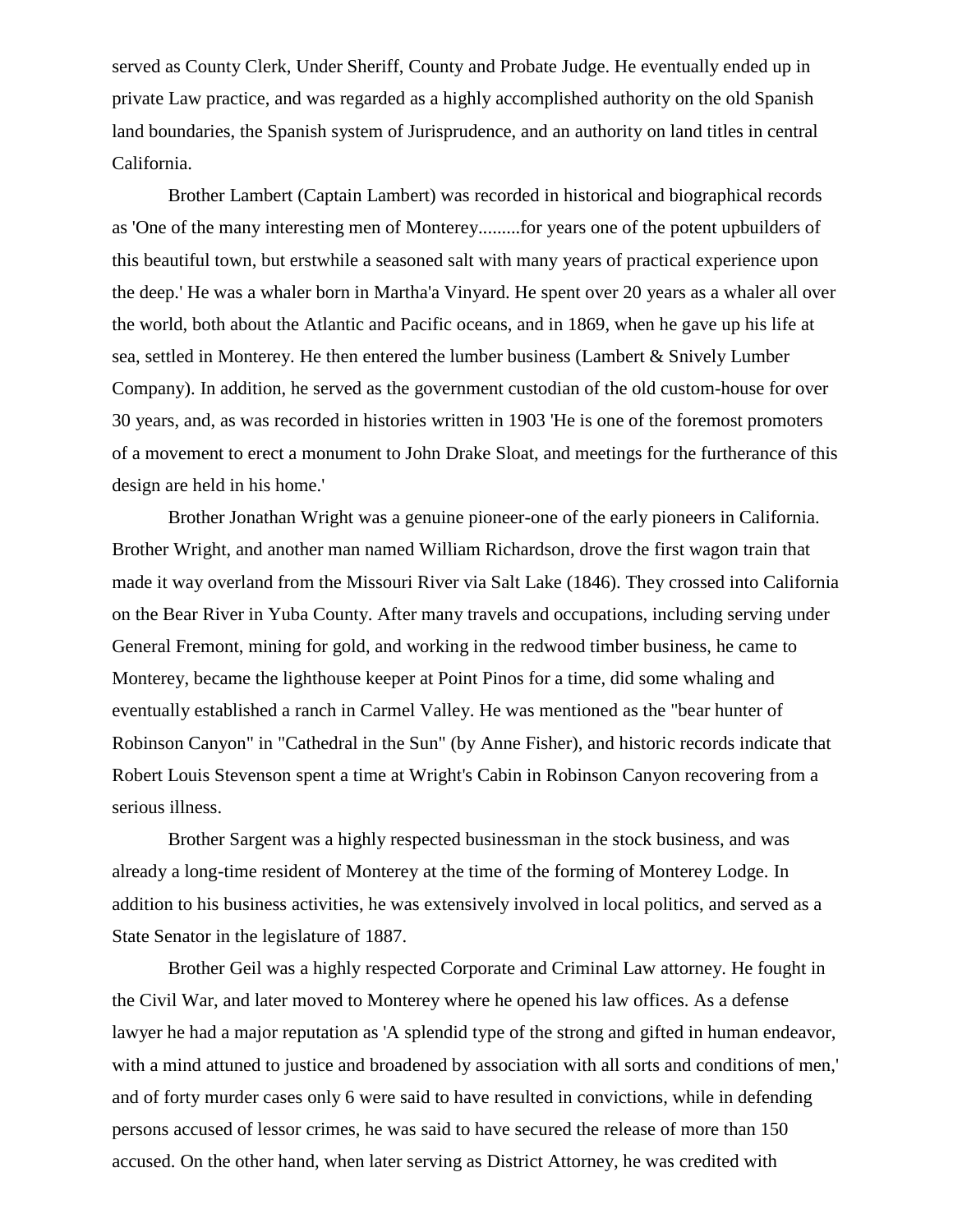served as County Clerk, Under Sheriff, County and Probate Judge. He eventually ended up in private Law practice, and was regarded as a highly accomplished authority on the old Spanish land boundaries, the Spanish system of Jurisprudence, and an authority on land titles in central California.

Brother Lambert (Captain Lambert) was recorded in historical and biographical records as 'One of the many interesting men of Monterey.........for years one of the potent upbuilders of this beautiful town, but erstwhile a seasoned salt with many years of practical experience upon the deep.' He was a whaler born in Martha'a Vinyard. He spent over 20 years as a whaler all over the world, both about the Atlantic and Pacific oceans, and in 1869, when he gave up his life at sea, settled in Monterey. He then entered the lumber business (Lambert & Snively Lumber Company). In addition, he served as the government custodian of the old custom-house for over 30 years, and, as was recorded in histories written in 1903 'He is one of the foremost promoters of a movement to erect a monument to John Drake Sloat, and meetings for the furtherance of this design are held in his home.'

Brother Jonathan Wright was a genuine pioneer-one of the early pioneers in California. Brother Wright, and another man named William Richardson, drove the first wagon train that made it way overland from the Missouri River via Salt Lake (1846). They crossed into California on the Bear River in Yuba County. After many travels and occupations, including serving under General Fremont, mining for gold, and working in the redwood timber business, he came to Monterey, became the lighthouse keeper at Point Pinos for a time, did some whaling and eventually established a ranch in Carmel Valley. He was mentioned as the "bear hunter of Robinson Canyon" in "Cathedral in the Sun" (by Anne Fisher), and historic records indicate that Robert Louis Stevenson spent a time at Wright's Cabin in Robinson Canyon recovering from a serious illness.

Brother Sargent was a highly respected businessman in the stock business, and was already a long-time resident of Monterey at the time of the forming of Monterey Lodge. In addition to his business activities, he was extensively involved in local politics, and served as a State Senator in the legislature of 1887.

Brother Geil was a highly respected Corporate and Criminal Law attorney. He fought in the Civil War, and later moved to Monterey where he opened his law offices. As a defense lawyer he had a major reputation as 'A splendid type of the strong and gifted in human endeavor, with a mind attuned to justice and broadened by association with all sorts and conditions of men,' and of forty murder cases only 6 were said to have resulted in convictions, while in defending persons accused of lessor crimes, he was said to have secured the release of more than 150 accused. On the other hand, when later serving as District Attorney, he was credited with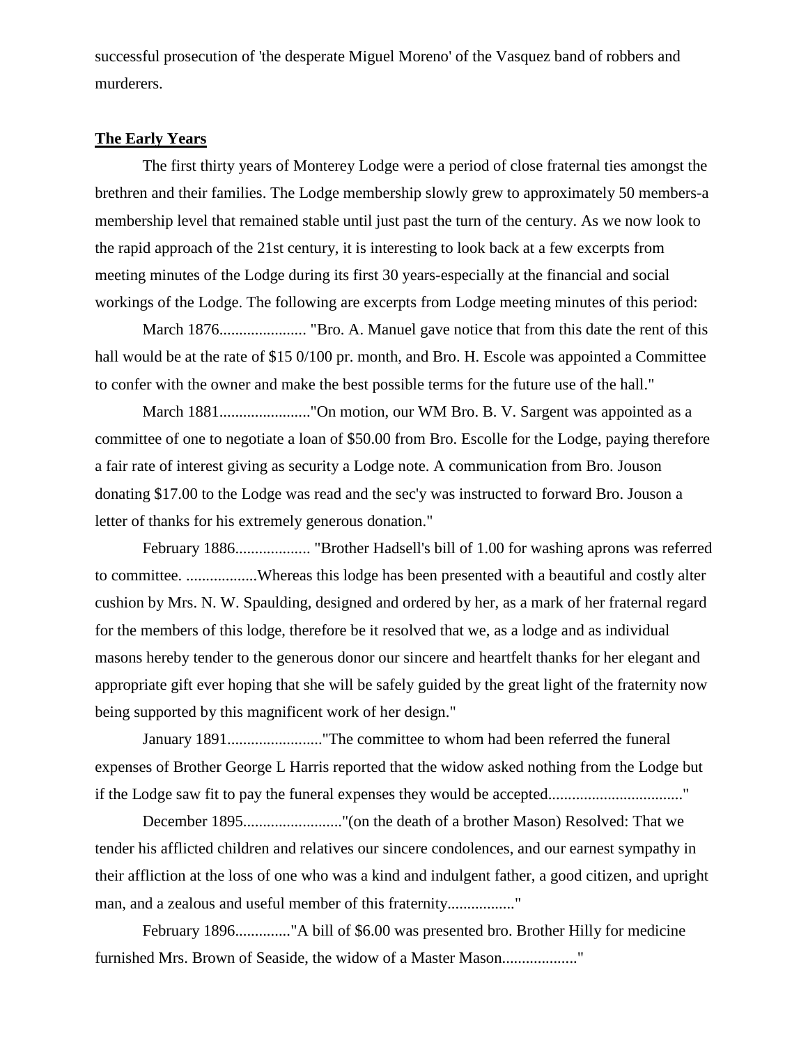successful prosecution of 'the desperate Miguel Moreno' of the Vasquez band of robbers and murderers.

**The Early Years**

The first thirty years of Monterey Lodge were a period of close fraternal ties amongst the brethren and their families. The Lodge membership slowly grew to approximately 50 members-a membership level that remained stable until just past the turn of the century. As we now look to the rapid approach of the 21st century, it is interesting to look back at a few excerpts from meeting minutes of the Lodge during its first 30 years-especially at the financial and social workings of the Lodge. The following are excerpts from Lodge meeting minutes of this period:

March 1876...................... "Bro. A. Manuel gave notice that from this date the rent of this hall would be at the rate of $15 0/100 pr. month, and Bro. H. Escole was appointed a Committee to confer with the owner and make the best possible terms for the future use of the hall."

March 1881......................."On motion, our WM Bro. B. V. Sargent was appointed as a committee of one to negotiate a loan of $50.00 from Bro. Escolle for the Lodge, paying therefore a fair rate of interest giving as security a Lodge note. A communication from Bro. Jouson donating $17.00 to the Lodge was read and the sec'y was instructed to forward Bro. Jouson a letter of thanks for his extremely generous donation."

February 1886................... "Brother Hadsell's bill of 1.00 for washing aprons was referred to committee. ..................Whereas this lodge has been presented with a beautiful and costly alter cushion by Mrs. N. W. Spaulding, designed and ordered by her, as a mark of her fraternal regard for the members of this lodge, therefore be it resolved that we, as a lodge and as individual masons hereby tender to the generous donor our sincere and heartfelt thanks for her elegant and appropriate gift ever hoping that she will be safely guided by the great light of the fraternity now being supported by this magnificent work of her design."

January 1891........................"The committee to whom had been referred the funeral expenses of Brother George L Harris reported that the widow asked nothing from the Lodge but if the Lodge saw fit to pay the funeral expenses they would be accepted................................."

December 1895........................."(on the death of a brother Mason) Resolved: That we tender his afflicted children and relatives our sincere condolences, and our earnest sympathy in their affliction at the loss of one who was a kind and indulgent father, a good citizen, and upright man, and a zealous and useful member of this fraternity................."

February 1896.............."A bill of $6.00 was presented bro. Brother Hilly for medicine furnished Mrs. Brown of Seaside, the widow of a Master Mason..................."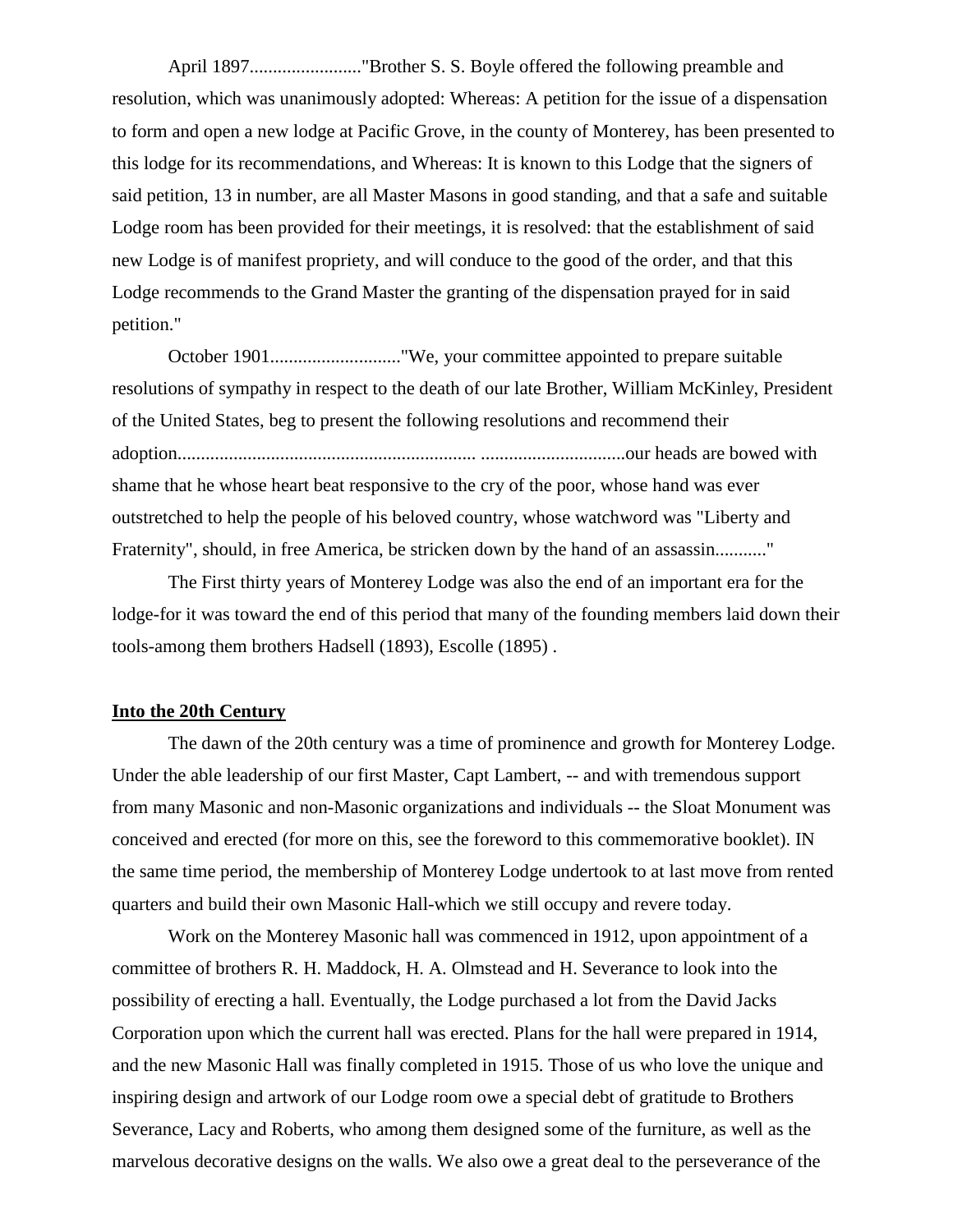April 1897........................"Brother S. S. Boyle offered the following preamble and resolution, which was unanimously adopted: Whereas: A petition for the issue of a dispensation to form and open a new lodge at Pacific Grove, in the county of Monterey, has been presented to this lodge for its recommendations, and Whereas: It is known to this Lodge that the signers of said petition, 13 in number, are all Master Masons in good standing, and that a safe and suitable Lodge room has been provided for their meetings, it is resolved: that the establishment of said new Lodge is of manifest propriety, and will conduce to the good of the order, and that this Lodge recommends to the Grand Master the granting of the dispensation prayed for in said petition."

October 1901............................"We, your committee appointed to prepare suitable resolutions of sympathy in respect to the death of our late Brother, William McKinley, President of the United States, beg to present the following resolutions and recommend their adoption............................................................... ...............................our heads are bowed with shame that he whose heart beat responsive to the cry of the poor, whose hand was ever outstretched to help the people of his beloved country, whose watchword was "Liberty and Fraternity", should, in free America, be stricken down by the hand of an assassin..........."

The First thirty years of Monterey Lodge was also the end of an important era for the lodge-for it was toward the end of this period that many of the founding members laid down their tools-among them brothers Hadsell (1893), Escolle (1895) .

**Into the 20th Century**

The dawn of the 20th century was a time of prominence and growth for Monterey Lodge. Under the able leadership of our first Master, Capt Lambert, -- and with tremendous support from many Masonic and non-Masonic organizations and individuals -- the Sloat Monument was conceived and erected (for more on this, see the foreword to this commemorative booklet). IN the same time period, the membership of Monterey Lodge undertook to at last move from rented quarters and build their own Masonic Hall-which we still occupy and revere today.

Work on the Monterey Masonic hall was commenced in 1912, upon appointment of a committee of brothers R. H. Maddock, H. A. Olmstead and H. Severance to look into the possibility of erecting a hall. Eventually, the Lodge purchased a lot from the David Jacks Corporation upon which the current hall was erected. Plans for the hall were prepared in 1914, and the new Masonic Hall was finally completed in 1915. Those of us who love the unique and inspiring design and artwork of our Lodge room owe a special debt of gratitude to Brothers Severance, Lacy and Roberts, who among them designed some of the furniture, as well as the marvelous decorative designs on the walls. We also owe a great deal to the perseverance of the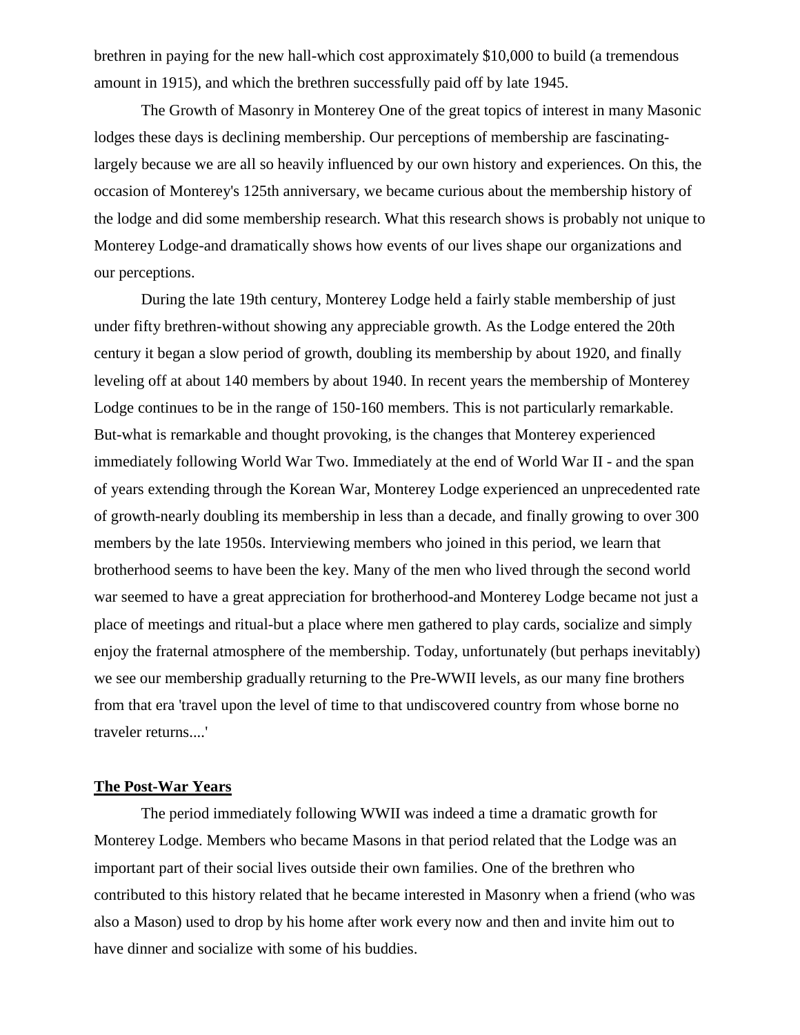brethren in paying for the new hall-which cost approximately $10,000 to build (a tremendous amount in 1915), and which the brethren successfully paid off by late 1945.

The Growth of Masonry in Monterey One of the great topics of interest in many Masonic lodges these days is declining membership. Our perceptions of membership are fascinating-largely because we are all so heavily influenced by our own history and experiences. On this, the occasion of Monterey's 125th anniversary, we became curious about the membership history of the lodge and did some membership research. What this research shows is probably not unique to Monterey Lodge-and dramatically shows how events of our lives shape our organizations and our perceptions.

During the late 19th century, Monterey Lodge held a fairly stable membership of just under fifty brethren-without showing any appreciable growth. As the Lodge entered the 20th century it began a slow period of growth, doubling its membership by about 1920, and finally leveling off at about 140 members by about 1940. In recent years the membership of Monterey Lodge continues to be in the range of 150-160 members. This is not particularly remarkable. But-what is remarkable and thought provoking, is the changes that Monterey experienced immediately following World War Two. Immediately at the end of World War II - and the span of years extending through the Korean War, Monterey Lodge experienced an unprecedented rate of growth-nearly doubling its membership in less than a decade, and finally growing to over 300 members by the late 1950s. Interviewing members who joined in this period, we learn that brotherhood seems to have been the key. Many of the men who lived through the second world war seemed to have a great appreciation for brotherhood-and Monterey Lodge became not just a place of meetings and ritual-but a place where men gathered to play cards, socialize and simply enjoy the fraternal atmosphere of the membership. Today, unfortunately (but perhaps inevitably) we see our membership gradually returning to the Pre-WWII levels, as our many fine brothers from that era 'travel upon the level of time to that undiscovered country from whose borne no traveler returns....'

## The Post-War Years

The period immediately following WWII was indeed a time a dramatic growth for Monterey Lodge. Members who became Masons in that period related that the Lodge was an important part of their social lives outside their own families. One of the brethren who contributed to this history related that he became interested in Masonry when a friend (who was also a Mason) used to drop by his home after work every now and then and invite him out to have dinner and socialize with some of his buddies.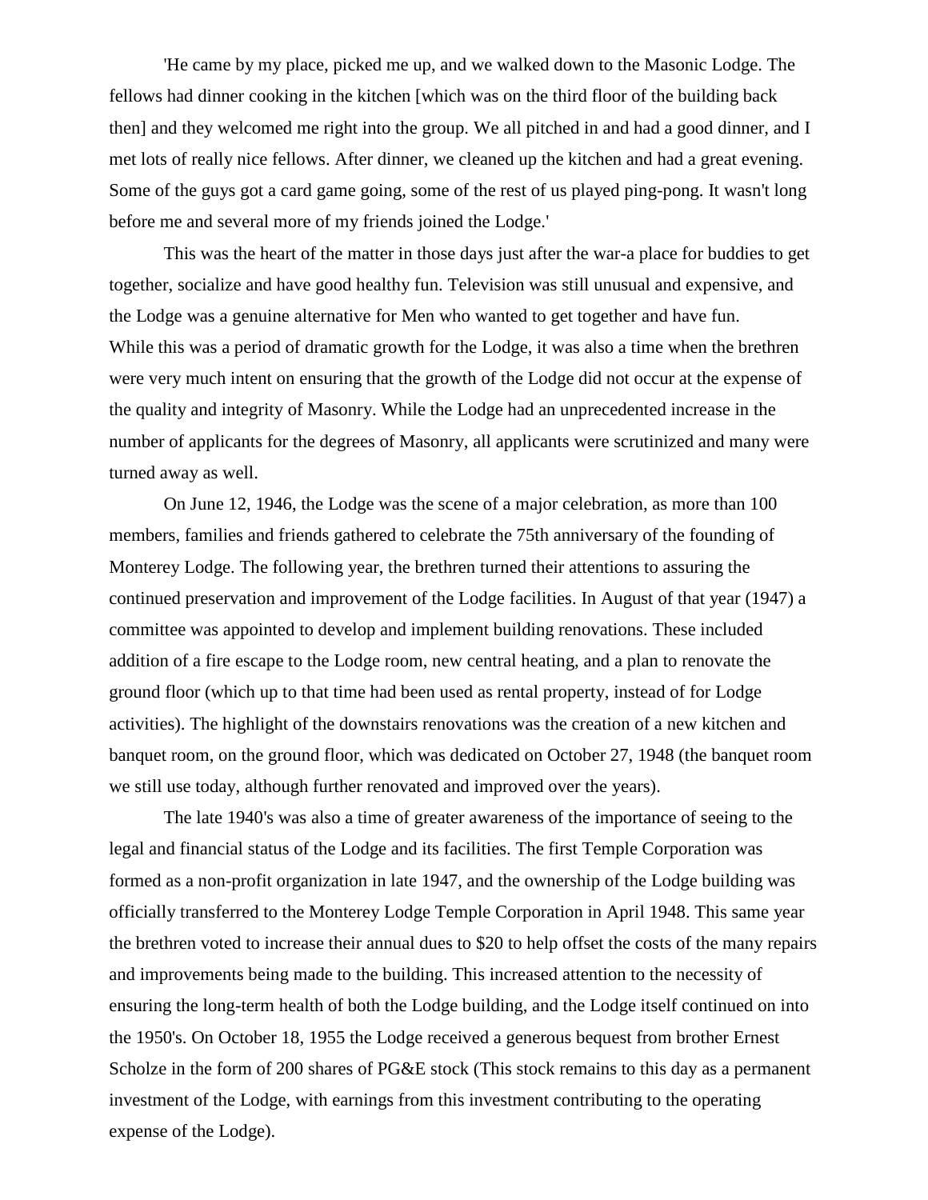'He came by my place, picked me up, and we walked down to the Masonic Lodge. The fellows had dinner cooking in the kitchen [which was on the third floor of the building back then] and they welcomed me right into the group. We all pitched in and had a good dinner, and I met lots of really nice fellows. After dinner, we cleaned up the kitchen and had a great evening. Some of the guys got a card game going, some of the rest of us played ping-pong. It wasn't long before me and several more of my friends joined the Lodge.'

This was the heart of the matter in those days just after the war-a place for buddies to get together, socialize and have good healthy fun. Television was still unusual and expensive, and the Lodge was a genuine alternative for Men who wanted to get together and have fun. While this was a period of dramatic growth for the Lodge, it was also a time when the brethren were very much intent on ensuring that the growth of the Lodge did not occur at the expense of the quality and integrity of Masonry. While the Lodge had an unprecedented increase in the number of applicants for the degrees of Masonry, all applicants were scrutinized and many were turned away as well.

On June 12, 1946, the Lodge was the scene of a major celebration, as more than 100 members, families and friends gathered to celebrate the 75th anniversary of the founding of Monterey Lodge. The following year, the brethren turned their attentions to assuring the continued preservation and improvement of the Lodge facilities. In August of that year (1947) a committee was appointed to develop and implement building renovations. These included addition of a fire escape to the Lodge room, new central heating, and a plan to renovate the ground floor (which up to that time had been used as rental property, instead of for Lodge activities). The highlight of the downstairs renovations was the creation of a new kitchen and banquet room, on the ground floor, which was dedicated on October 27, 1948 (the banquet room we still use today, although further renovated and improved over the years).

The late 1940's was also a time of greater awareness of the importance of seeing to the legal and financial status of the Lodge and its facilities. The first Temple Corporation was formed as a non-profit organization in late 1947, and the ownership of the Lodge building was officially transferred to the Monterey Lodge Temple Corporation in April 1948. This same year the brethren voted to increase their annual dues to $20 to help offset the costs of the many repairs and improvements being made to the building. This increased attention to the necessity of ensuring the long-term health of both the Lodge building, and the Lodge itself continued on into the 1950's. On October 18, 1955 the Lodge received a generous bequest from brother Ernest Scholze in the form of 200 shares of PG&E stock (This stock remains to this day as a permanent investment of the Lodge, with earnings from this investment contributing to the operating expense of the Lodge).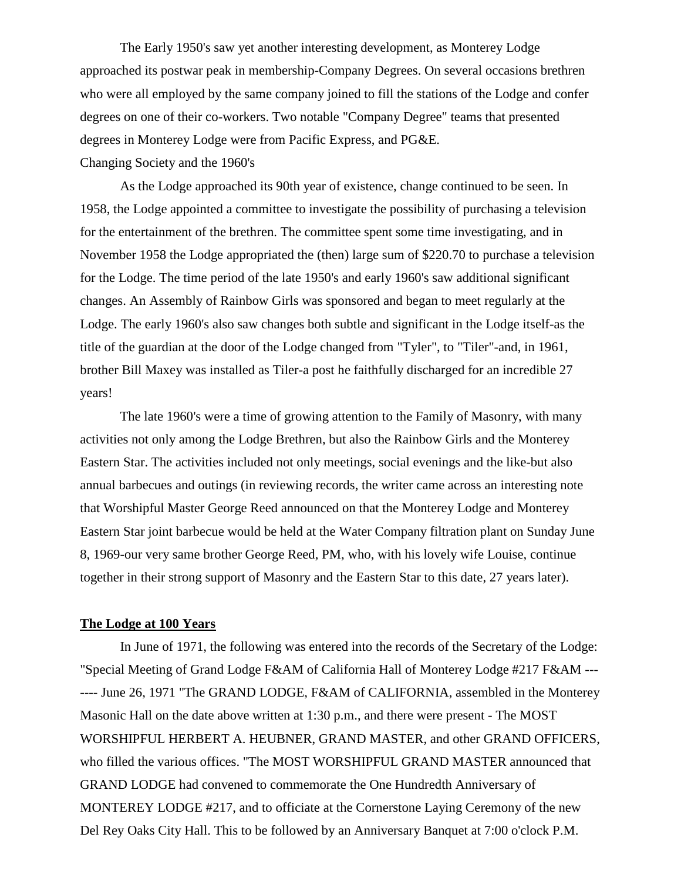The Early 1950's saw yet another interesting development, as Monterey Lodge approached its postwar peak in membership-Company Degrees. On several occasions brethren who were all employed by the same company joined to fill the stations of the Lodge and confer degrees on one of their co-workers. Two notable "Company Degree" teams that presented degrees in Monterey Lodge were from Pacific Express, and PG&E.

Changing Society and the 1960's

As the Lodge approached its 90th year of existence, change continued to be seen. In 1958, the Lodge appointed a committee to investigate the possibility of purchasing a television for the entertainment of the brethren. The committee spent some time investigating, and in November 1958 the Lodge appropriated the (then) large sum of $220.70 to purchase a television for the Lodge. The time period of the late 1950's and early 1960's saw additional significant changes. An Assembly of Rainbow Girls was sponsored and began to meet regularly at the Lodge. The early 1960's also saw changes both subtle and significant in the Lodge itself-as the title of the guardian at the door of the Lodge changed from "Tyler", to "Tiler"-and, in 1961, brother Bill Maxey was installed as Tiler-a post he faithfully discharged for an incredible 27 years!

The late 1960's were a time of growing attention to the Family of Masonry, with many activities not only among the Lodge Brethren, but also the Rainbow Girls and the Monterey Eastern Star. The activities included not only meetings, social evenings and the like-but also annual barbecues and outings (in reviewing records, the writer came across an interesting note that Worshipful Master George Reed announced on that the Monterey Lodge and Monterey Eastern Star joint barbecue would be held at the Water Company filtration plant on Sunday June 8, 1969-our very same brother George Reed, PM, who, with his lovely wife Louise, continue together in their strong support of Masonry and the Eastern Star to this date, 27 years later).

**The Lodge at 100 Years**

In June of 1971, the following was entered into the records of the Secretary of the Lodge: "Special Meeting of Grand Lodge F&AM of California Hall of Monterey Lodge #217 F&AM ------- June 26, 1971 "The GRAND LODGE, F&AM of CALIFORNIA, assembled in the Monterey Masonic Hall on the date above written at 1:30 p.m., and there were present - The MOST WORSHIPFUL HERBERT A. HEUBNER, GRAND MASTER, and other GRAND OFFICERS, who filled the various offices. "The MOST WORSHIPFUL GRAND MASTER announced that GRAND LODGE had convened to commemorate the One Hundredth Anniversary of MONTEREY LODGE #217, and to officiate at the Cornerstone Laying Ceremony of the new Del Rey Oaks City Hall. This to be followed by an Anniversary Banquet at 7:00 o'clock P.M.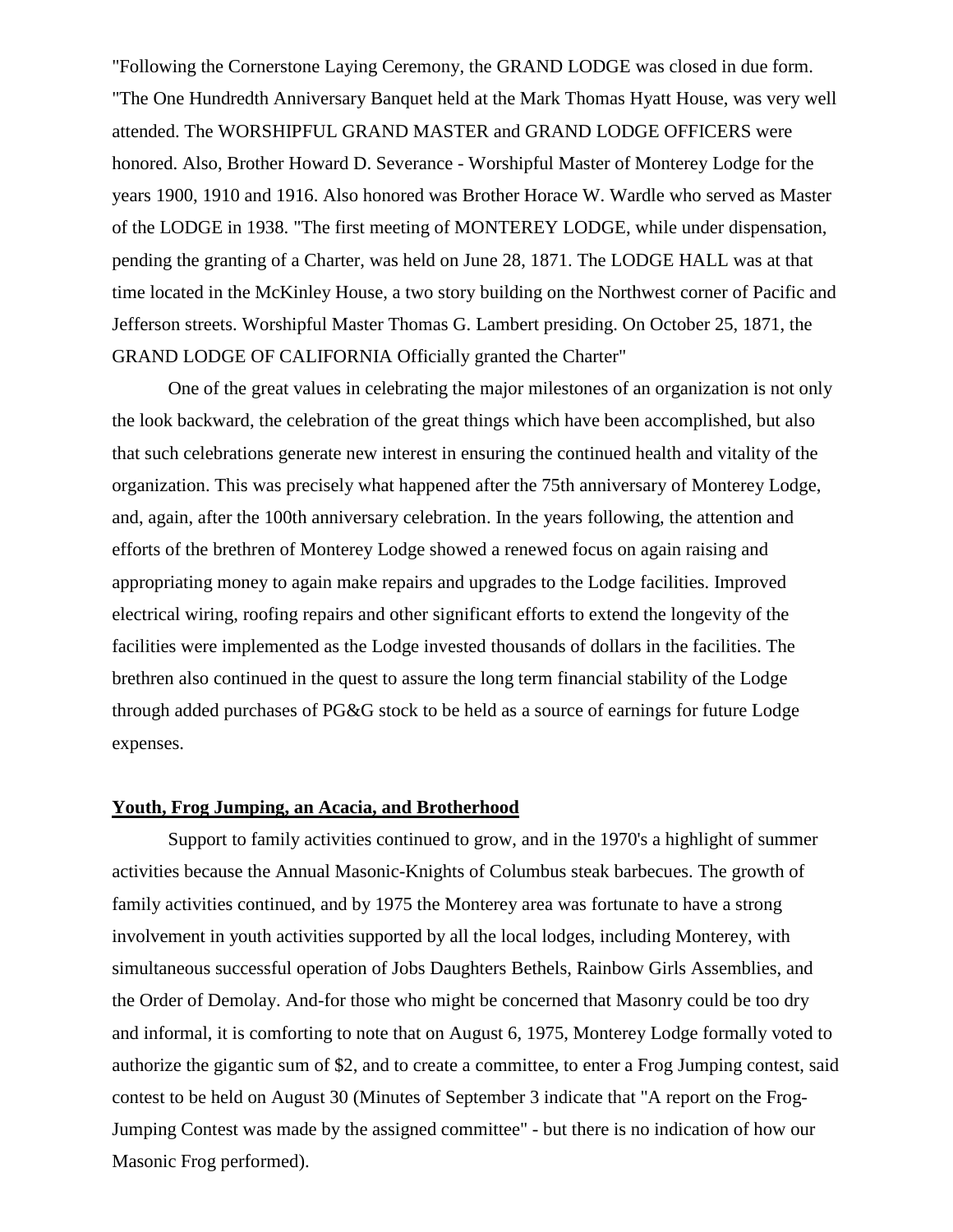"Following the Cornerstone Laying Ceremony, the GRAND LODGE was closed in due form. "The One Hundredth Anniversary Banquet held at the Mark Thomas Hyatt House, was very well attended. The WORSHIPFUL GRAND MASTER and GRAND LODGE OFFICERS were honored. Also, Brother Howard D. Severance - Worshipful Master of Monterey Lodge for the years 1900, 1910 and 1916. Also honored was Brother Horace W. Wardle who served as Master of the LODGE in 1938. "The first meeting of MONTEREY LODGE, while under dispensation, pending the granting of a Charter, was held on June 28, 1871. The LODGE HALL was at that time located in the McKinley House, a two story building on the Northwest corner of Pacific and Jefferson streets. Worshipful Master Thomas G. Lambert presiding. On October 25, 1871, the GRAND LODGE OF CALIFORNIA Officially granted the Charter"

One of the great values in celebrating the major milestones of an organization is not only the look backward, the celebration of the great things which have been accomplished, but also that such celebrations generate new interest in ensuring the continued health and vitality of the organization. This was precisely what happened after the 75th anniversary of Monterey Lodge, and, again, after the 100th anniversary celebration. In the years following, the attention and efforts of the brethren of Monterey Lodge showed a renewed focus on again raising and appropriating money to again make repairs and upgrades to the Lodge facilities. Improved electrical wiring, roofing repairs and other significant efforts to extend the longevity of the facilities were implemented as the Lodge invested thousands of dollars in the facilities. The brethren also continued in the quest to assure the long term financial stability of the Lodge through added purchases of PG&G stock to be held as a source of earnings for future Lodge expenses.

## Youth, Frog Jumping, an Acacia, and Brotherhood

Support to family activities continued to grow, and in the 1970's a highlight of summer activities because the Annual Masonic-Knights of Columbus steak barbecues. The growth of family activities continued, and by 1975 the Monterey area was fortunate to have a strong involvement in youth activities supported by all the local lodges, including Monterey, with simultaneous successful operation of Jobs Daughters Bethels, Rainbow Girls Assemblies, and the Order of Demolay. And-for those who might be concerned that Masonry could be too dry and informal, it is comforting to note that on August 6, 1975, Monterey Lodge formally voted to authorize the gigantic sum of $2, and to create a committee, to enter a Frog Jumping contest, said contest to be held on August 30 (Minutes of September 3 indicate that "A report on the Frog-Jumping Contest was made by the assigned committee" - but there is no indication of how our Masonic Frog performed).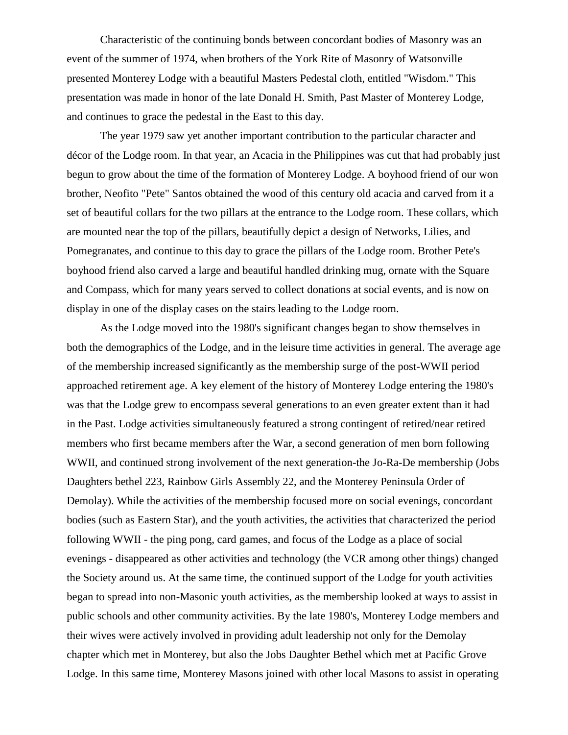Characteristic of the continuing bonds between concordant bodies of Masonry was an event of the summer of 1974, when brothers of the York Rite of Masonry of Watsonville presented Monterey Lodge with a beautiful Masters Pedestal cloth, entitled "Wisdom." This presentation was made in honor of the late Donald H. Smith, Past Master of Monterey Lodge, and continues to grace the pedestal in the East to this day.

The year 1979 saw yet another important contribution to the particular character and décor of the Lodge room. In that year, an Acacia in the Philippines was cut that had probably just begun to grow about the time of the formation of Monterey Lodge. A boyhood friend of our won brother, Neofito "Pete" Santos obtained the wood of this century old acacia and carved from it a set of beautiful collars for the two pillars at the entrance to the Lodge room. These collars, which are mounted near the top of the pillars, beautifully depict a design of Networks, Lilies, and Pomegranates, and continue to this day to grace the pillars of the Lodge room. Brother Pete's boyhood friend also carved a large and beautiful handled drinking mug, ornate with the Square and Compass, which for many years served to collect donations at social events, and is now on display in one of the display cases on the stairs leading to the Lodge room.

As the Lodge moved into the 1980's significant changes began to show themselves in both the demographics of the Lodge, and in the leisure time activities in general. The average age of the membership increased significantly as the membership surge of the post-WWII period approached retirement age. A key element of the history of Monterey Lodge entering the 1980's was that the Lodge grew to encompass several generations to an even greater extent than it had in the Past. Lodge activities simultaneously featured a strong contingent of retired/near retired members who first became members after the War, a second generation of men born following WWII, and continued strong involvement of the next generation-the Jo-Ra-De membership (Jobs Daughters bethel 223, Rainbow Girls Assembly 22, and the Monterey Peninsula Order of Demolay). While the activities of the membership focused more on social evenings, concordant bodies (such as Eastern Star), and the youth activities, the activities that characterized the period following WWII - the ping pong, card games, and focus of the Lodge as a place of social evenings - disappeared as other activities and technology (the VCR among other things) changed the Society around us. At the same time, the continued support of the Lodge for youth activities began to spread into non-Masonic youth activities, as the membership looked at ways to assist in public schools and other community activities. By the late 1980's, Monterey Lodge members and their wives were actively involved in providing adult leadership not only for the Demolay chapter which met in Monterey, but also the Jobs Daughter Bethel which met at Pacific Grove Lodge. In this same time, Monterey Masons joined with other local Masons to assist in operating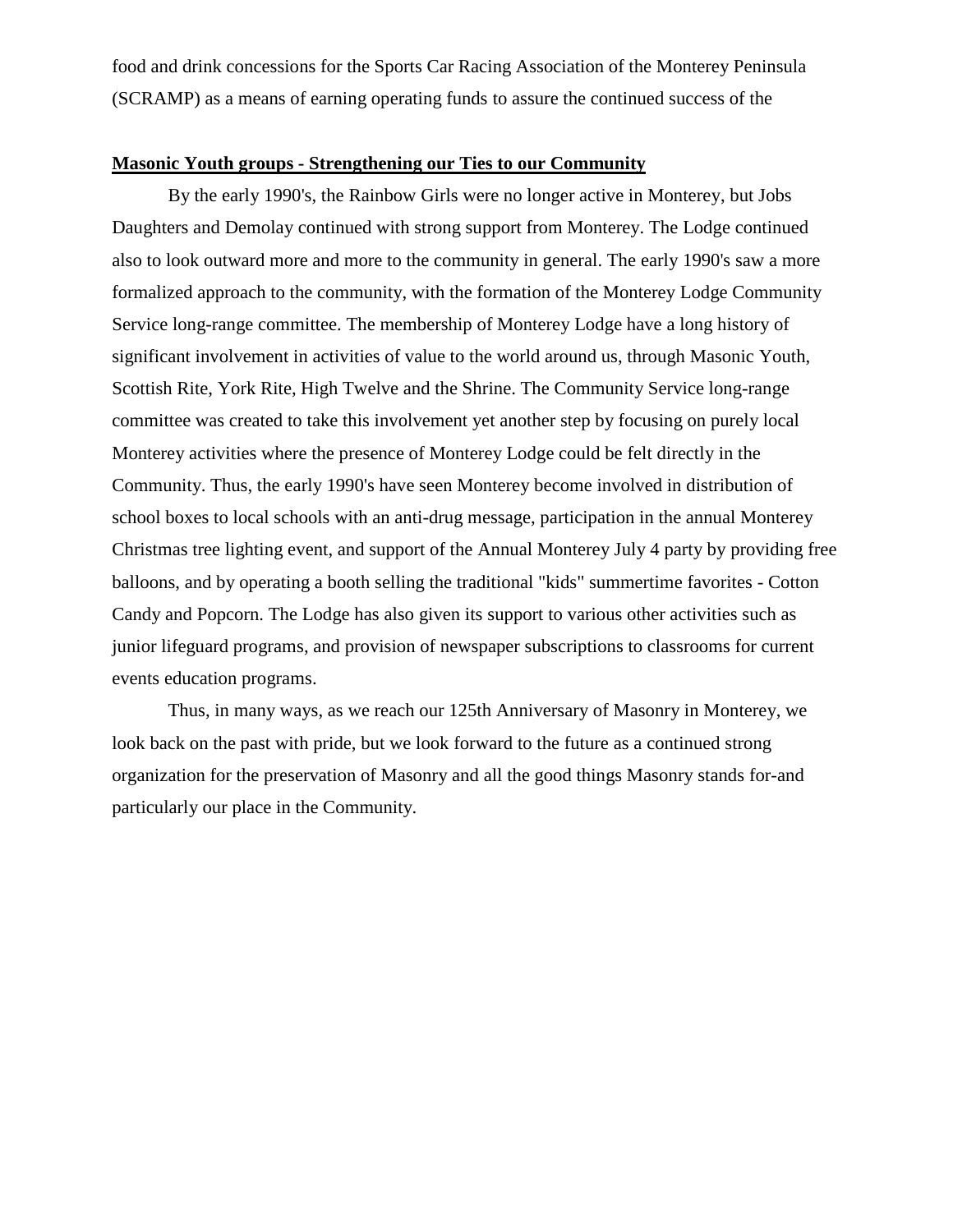food and drink concessions for the Sports Car Racing Association of the Monterey Peninsula (SCRAMP) as a means of earning operating funds to assure the continued success of the

**Masonic Youth groups - Strengthening our Ties to our Community**

By the early 1990's, the Rainbow Girls were no longer active in Monterey, but Jobs Daughters and Demolay continued with strong support from Monterey. The Lodge continued also to look outward more and more to the community in general. The early 1990's saw a more formalized approach to the community, with the formation of the Monterey Lodge Community Service long-range committee. The membership of Monterey Lodge have a long history of significant involvement in activities of value to the world around us, through Masonic Youth, Scottish Rite, York Rite, High Twelve and the Shrine. The Community Service long-range committee was created to take this involvement yet another step by focusing on purely local Monterey activities where the presence of Monterey Lodge could be felt directly in the Community. Thus, the early 1990's have seen Monterey become involved in distribution of school boxes to local schools with an anti-drug message, participation in the annual Monterey Christmas tree lighting event, and support of the Annual Monterey July 4 party by providing free balloons, and by operating a booth selling the traditional "kids" summertime favorites - Cotton Candy and Popcorn. The Lodge has also given its support to various other activities such as junior lifeguard programs, and provision of newspaper subscriptions to classrooms for current events education programs.

Thus, in many ways, as we reach our 125th Anniversary of Masonry in Monterey, we look back on the past with pride, but we look forward to the future as a continued strong organization for the preservation of Masonry and all the good things Masonry stands for-and particularly our place in the Community.